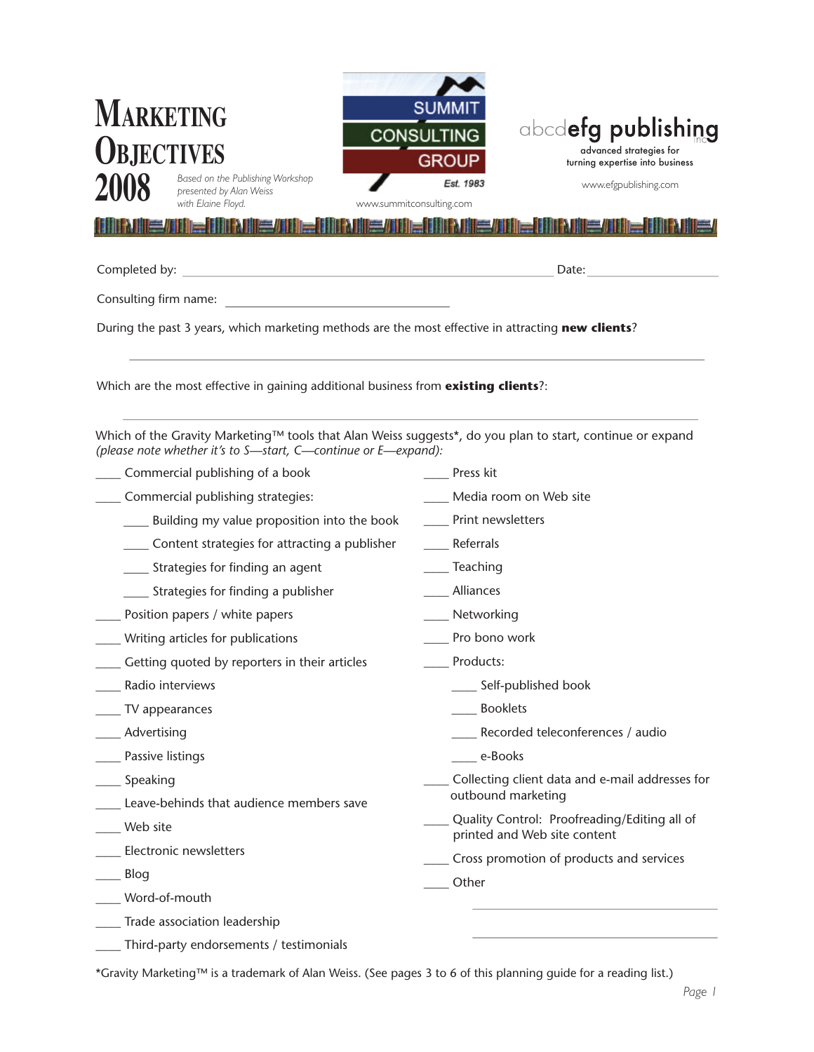# Marketing Objectives 2008

*Based on the Publishing Workshop presented by Alan Weiss with Elaine Floyd.*

SUMMIT CONSULTING GROUP
Est. 1983
www.summitconsulting.com

abcdefg publishing inc
advanced strategies for turning expertise into business
www.efgpublishing.com

Completed by: ______________________________ Date: ______________

Consulting firm name: ______________________________

During the past 3 years, which marketing methods are the most effective in attracting **new clients**?

______________________________________________________________

Which are the most effective in gaining additional business from **existing clients**?:

______________________________________________________________

Which of the Gravity Marketing™ tools that Alan Weiss suggests*, do you plan to start, continue or expand *(please note whether it's to S—start, C—continue or E—expand):*

- ____ Commercial publishing of a book
- ____ Commercial publishing strategies:
  - ____ Building my value proposition into the book
  - ____ Content strategies for attracting a publisher
  - ____ Strategies for finding an agent
  - ____ Strategies for finding a publisher
- ____ Position papers / white papers
- ____ Writing articles for publications
- ____ Getting quoted by reporters in their articles
- ____ Radio interviews
- ____ TV appearances
- ____ Advertising
- ____ Passive listings
- ____ Speaking
- ____ Leave-behinds that audience members save
- ____ Web site
- ____ Electronic newsletters
- ____ Blog
- ____ Word-of-mouth
- ____ Trade association leadership
- ____ Third-party endorsements / testimonials
- ____ Press kit
- ____ Media room on Web site
- ____ Print newsletters
- ____ Referrals
- ____ Teaching
- ____ Alliances
- ____ Networking
- ____ Pro bono work
- ____ Products:
  - ____ Self-published book
  - ____ Booklets
  - ____ Recorded teleconferences / audio
  - ____ e-Books
- ____ Collecting client data and e-mail addresses for outbound marketing
- ____ Quality Control: Proofreading/Editing all of printed and Web site content
- ____ Cross promotion of products and services
- ____ Other

  ______________________________

  ______________________________

*Gravity Marketing™ is a trademark of Alan Weiss. (See pages 3 to 6 of this planning guide for a reading list.)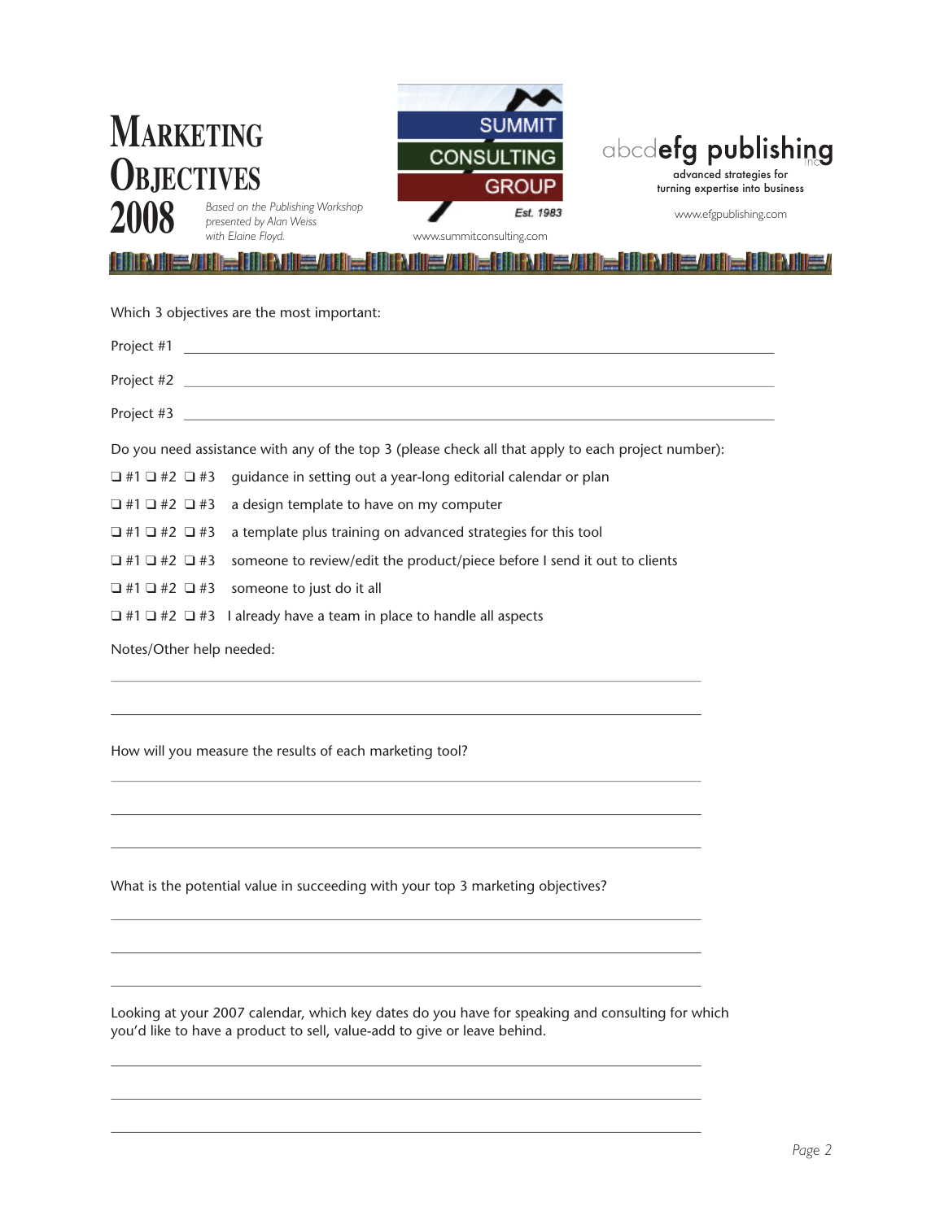# Marketing Objectives 2008

*Based on the Publishing Workshop presented by Alan Weiss with Elaine Floyd.*

SUMMIT CONSULTING GROUP Est. 1983
www.summitconsulting.com

abcdefg publishing inc
advanced strategies for turning expertise into business
www.efgpublishing.com

Which 3 objectives are the most important:

Project #1 ______________________________________________

Project #2 ______________________________________________

Project #3 ______________________________________________

Do you need assistance with any of the top 3 (please check all that apply to each project number):

❑ #1 ❑ #2 ❑ #3 guidance in setting out a year-long editorial calendar or plan

❑ #1 ❑ #2 ❑ #3 a design template to have on my computer

❑ #1 ❑ #2 ❑ #3 a template plus training on advanced strategies for this tool

❑ #1 ❑ #2 ❑ #3 someone to review/edit the product/piece before I send it out to clients

❑ #1 ❑ #2 ❑ #3 someone to just do it all

❑ #1 ❑ #2 ❑ #3 I already have a team in place to handle all aspects

Notes/Other help needed:

______________________________________________

______________________________________________

How will you measure the results of each marketing tool?

______________________________________________

______________________________________________

______________________________________________

What is the potential value in succeeding with your top 3 marketing objectives?

______________________________________________

______________________________________________

______________________________________________

Looking at your 2007 calendar, which key dates do you have for speaking and consulting for which you'd like to have a product to sell, value-add to give or leave behind.

______________________________________________

______________________________________________

______________________________________________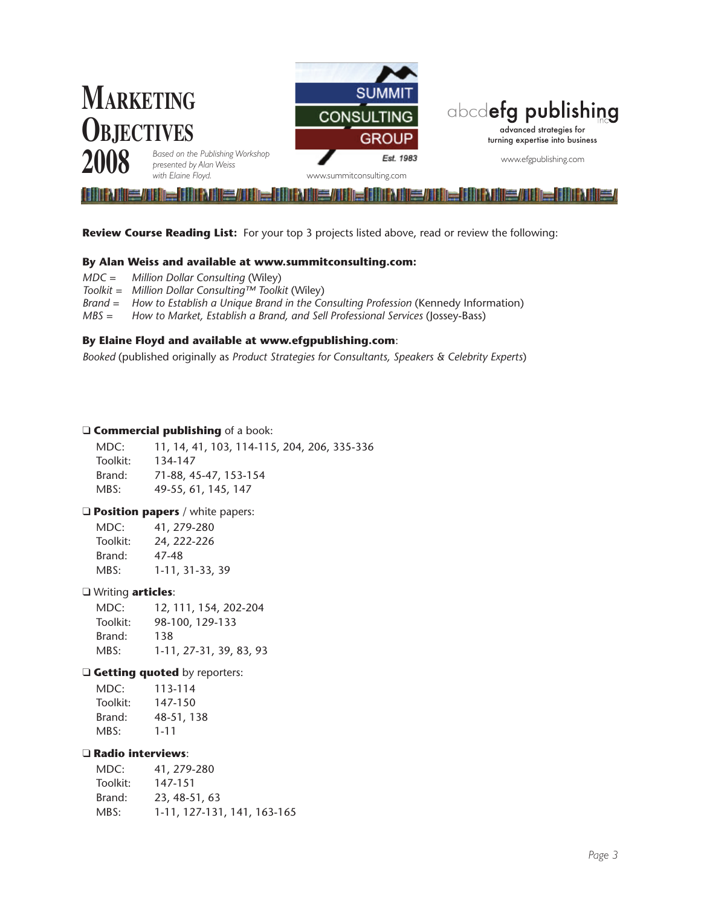# MARKETING OBJECTIVES 2008

*Based on the Publishing Workshop presented by Alan Weiss with Elaine Floyd.*

SUMMIT CONSULTING GROUP
Est. 1983
www.summitconsulting.com

abcdefg publishing inc
advanced strategies for turning expertise into business
www.efgpublishing.com

**Review Course Reading List:** For your top 3 projects listed above, read or review the following:

**By Alan Weiss and available at www.summitconsulting.com:**

*MDC =* *Million Dollar Consulting* (Wiley)
*Toolkit =* *Million Dollar Consulting™ Toolkit* (Wiley)
*Brand =* *How to Establish a Unique Brand in the Consulting Profession* (Kennedy Information)
*MBS =* *How to Market, Establish a Brand, and Sell Professional Services* (Jossey-Bass)

**By Elaine Floyd and available at www.efgpublishing.com**:

*Booked* (published originally as *Product Strategies for Consultants, Speakers & Celebrity Experts*)

❑ **Commercial publishing** of a book:

| | |
|---|---|
| MDC: | 11, 14, 41, 103, 114-115, 204, 206, 335-336 |
| Toolkit: | 134-147 |
| Brand: | 71-88, 45-47, 153-154 |
| MBS: | 49-55, 61, 145, 147 |

❑ **Position papers** / white papers:

| | |
|---|---|
| MDC: | 41, 279-280 |
| Toolkit: | 24, 222-226 |
| Brand: | 47-48 |
| MBS: | 1-11, 31-33, 39 |

❑ Writing **articles**:

| | |
|---|---|
| MDC: | 12, 111, 154, 202-204 |
| Toolkit: | 98-100, 129-133 |
| Brand: | 138 |
| MBS: | 1-11, 27-31, 39, 83, 93 |

❑ **Getting quoted** by reporters:

| | |
|---|---|
| MDC: | 113-114 |
| Toolkit: | 147-150 |
| Brand: | 48-51, 138 |
| MBS: | 1-11 |

❑ **Radio interviews**:

| | |
|---|---|
| MDC: | 41, 279-280 |
| Toolkit: | 147-151 |
| Brand: | 23, 48-51, 63 |
| MBS: | 1-11, 127-131, 141, 163-165 |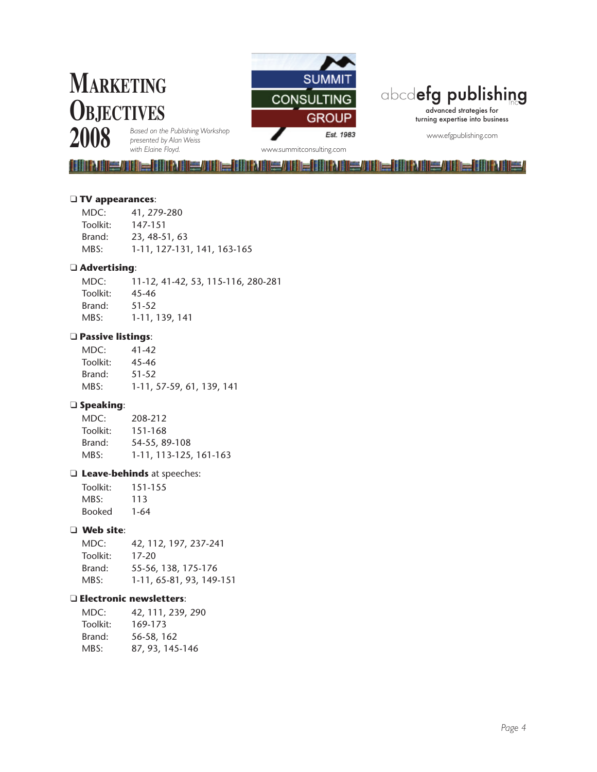# MARKETING OBJECTIVES 2008

*Based on the Publishing Workshop presented by Alan Weiss with Elaine Floyd.*

SUMMIT CONSULTING GROUP
Est. 1983
www.summitconsulting.com

abcdefg publishing inc
advanced strategies for turning expertise into business
www.efgpublishing.com

- ❑ **TV appearances**:
  - MDC: 41, 279-280
  - Toolkit: 147-151
  - Brand: 23, 48-51, 63
  - MBS: 1-11, 127-131, 141, 163-165

- ❑ **Advertising**:
  - MDC: 11-12, 41-42, 53, 115-116, 280-281
  - Toolkit: 45-46
  - Brand: 51-52
  - MBS: 1-11, 139, 141

- ❑ **Passive listings**:
  - MDC: 41-42
  - Toolkit: 45-46
  - Brand: 51-52
  - MBS: 1-11, 57-59, 61, 139, 141

- ❑ **Speaking**:
  - MDC: 208-212
  - Toolkit: 151-168
  - Brand: 54-55, 89-108
  - MBS: 1-11, 113-125, 161-163

- ❑ **Leave-behinds** at speeches:
  - Toolkit: 151-155
  - MBS: 113
  - Booked 1-64

- ❑ **Web site**:
  - MDC: 42, 112, 197, 237-241
  - Toolkit: 17-20
  - Brand: 55-56, 138, 175-176
  - MBS: 1-11, 65-81, 93, 149-151

- ❑ **Electronic newsletters**:
  - MDC: 42, 111, 239, 290
  - Toolkit: 169-173
  - Brand: 56-58, 162
  - MBS: 87, 93, 145-146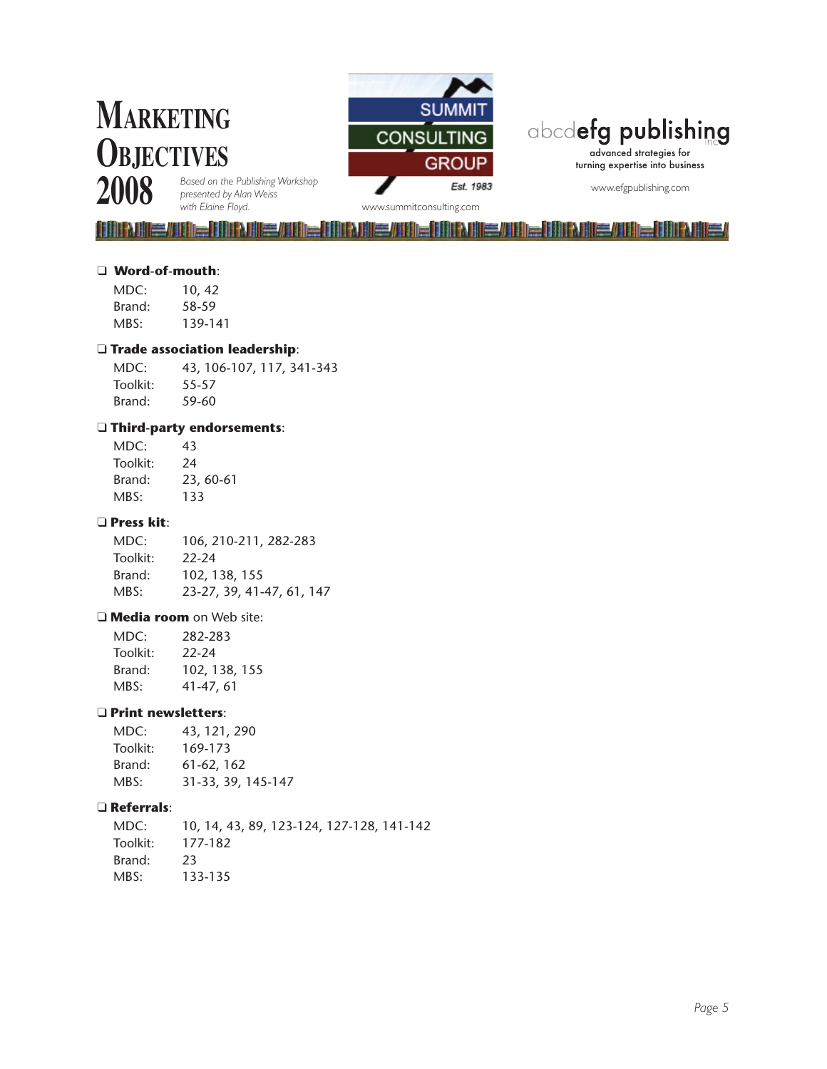# Marketing Objectives 2008

*Based on the Publishing Workshop presented by Alan Weiss with Elaine Floyd.*

SUMMIT CONSULTING GROUP
Est. 1983
www.summitconsulting.com

abcdefg publishing inc
advanced strategies for turning expertise into business
www.efgpublishing.com

- ❑ **Word-of-mouth**:
  - MDC: 10, 42
  - Brand: 58-59
  - MBS: 139-141

- ❑ **Trade association leadership**:
  - MDC: 43, 106-107, 117, 341-343
  - Toolkit: 55-57
  - Brand: 59-60

- ❑ **Third-party endorsements**:
  - MDC: 43
  - Toolkit: 24
  - Brand: 23, 60-61
  - MBS: 133

- ❑ **Press kit**:
  - MDC: 106, 210-211, 282-283
  - Toolkit: 22-24
  - Brand: 102, 138, 155
  - MBS: 23-27, 39, 41-47, 61, 147

- ❑ **Media room** on Web site:
  - MDC: 282-283
  - Toolkit: 22-24
  - Brand: 102, 138, 155
  - MBS: 41-47, 61

- ❑ **Print newsletters**:
  - MDC: 43, 121, 290
  - Toolkit: 169-173
  - Brand: 61-62, 162
  - MBS: 31-33, 39, 145-147

- ❑ **Referrals**:
  - MDC: 10, 14, 43, 89, 123-124, 127-128, 141-142
  - Toolkit: 177-182
  - Brand: 23
  - MBS: 133-135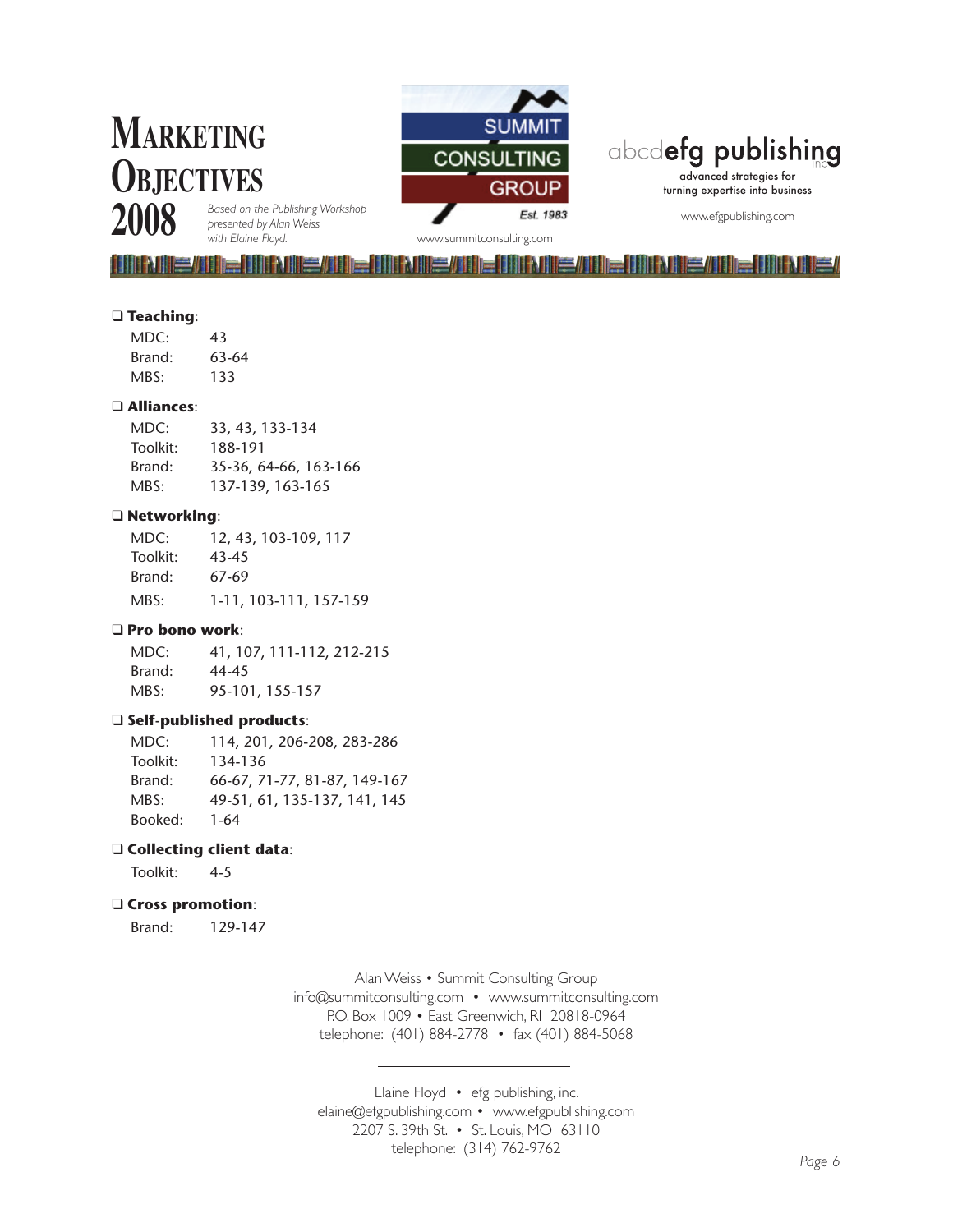# Marketing Objectives 2008

*Based on the Publishing Workshop presented by Alan Weiss with Elaine Floyd.*

SUMMIT CONSULTING GROUP
Est. 1983
www.summitconsulting.com

abcdefg publishing inc
advanced strategies for turning expertise into business
www.efgpublishing.com

- ❑ **Teaching**:
  - MDC: 43
  - Brand: 63-64
  - MBS: 133
- ❑ **Alliances**:
  - MDC: 33, 43, 133-134
  - Toolkit: 188-191
  - Brand: 35-36, 64-66, 163-166
  - MBS: 137-139, 163-165
- ❑ **Networking**:
  - MDC: 12, 43, 103-109, 117
  - Toolkit: 43-45
  - Brand: 67-69
  - MBS: 1-11, 103-111, 157-159
- ❑ **Pro bono work**:
  - MDC: 41, 107, 111-112, 212-215
  - Brand: 44-45
  - MBS: 95-101, 155-157
- ❑ **Self-published products**:
  - MDC: 114, 201, 206-208, 283-286
  - Toolkit: 134-136
  - Brand: 66-67, 71-77, 81-87, 149-167
  - MBS: 49-51, 61, 135-137, 141, 145
  - Booked: 1-64
- ❑ **Collecting client data**:
  - Toolkit: 4-5
- ❑ **Cross promotion**:
  - Brand: 129-147

Alan Weiss • Summit Consulting Group
info@summitconsulting.com • www.summitconsulting.com
P.O. Box 1009 • East Greenwich, RI 20818-0964
telephone: (401) 884-2778 • fax (401) 884-5068

---

Elaine Floyd • efg publishing, inc.
elaine@efgpublishing.com • www.efgpublishing.com
2207 S. 39th St. • St. Louis, MO 63110
telephone: (314) 762-9762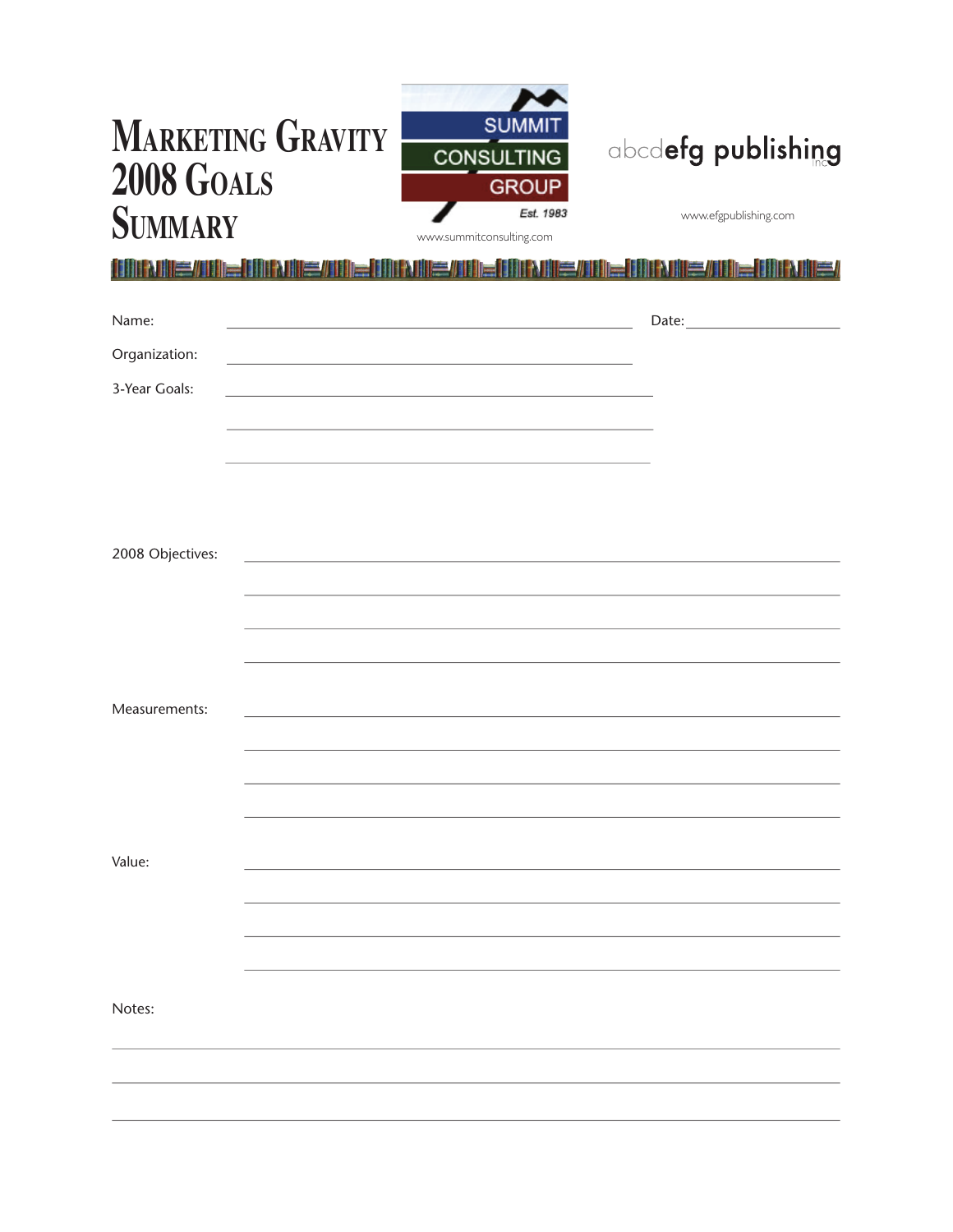# Marketing Gravity 2008 Goals Summary

SUMMIT CONSULTING GROUP

Est. 1983

www.summitconsulting.com

abcdefg publishing inc

www.efgpublishing.com

Name: \_\_\_\_\_\_\_\_\_\_\_\_\_\_\_\_\_\_\_\_\_\_\_\_\_\_\_\_\_\_\_\_\_\_\_\_\_\_\_\_ Date: \_\_\_\_\_\_\_\_\_\_\_\_\_\_\_\_\_\_\_\_

Organization: \_\_\_\_\_\_\_\_\_\_\_\_\_\_\_\_\_\_\_\_\_\_\_\_\_\_\_\_\_\_\_\_\_\_\_\_\_\_\_\_

3-Year Goals: \_\_\_\_\_\_\_\_\_\_\_\_\_\_\_\_\_\_\_\_\_\_\_\_\_\_\_\_\_\_\_\_\_\_\_\_\_\_\_\_

\_\_\_\_\_\_\_\_\_\_\_\_\_\_\_\_\_\_\_\_\_\_\_\_\_\_\_\_\_\_\_\_\_\_\_\_\_\_\_\_

\_\_\_\_\_\_\_\_\_\_\_\_\_\_\_\_\_\_\_\_\_\_\_\_\_\_\_\_\_\_\_\_\_\_\_\_\_\_\_\_

2008 Objectives: \_\_\_\_\_\_\_\_\_\_\_\_\_\_\_\_\_\_\_\_\_\_\_\_\_\_\_\_\_\_\_\_\_\_\_\_\_\_\_\_

\_\_\_\_\_\_\_\_\_\_\_\_\_\_\_\_\_\_\_\_\_\_\_\_\_\_\_\_\_\_\_\_\_\_\_\_\_\_\_\_

\_\_\_\_\_\_\_\_\_\_\_\_\_\_\_\_\_\_\_\_\_\_\_\_\_\_\_\_\_\_\_\_\_\_\_\_\_\_\_\_

\_\_\_\_\_\_\_\_\_\_\_\_\_\_\_\_\_\_\_\_\_\_\_\_\_\_\_\_\_\_\_\_\_\_\_\_\_\_\_\_

Measurements: \_\_\_\_\_\_\_\_\_\_\_\_\_\_\_\_\_\_\_\_\_\_\_\_\_\_\_\_\_\_\_\_\_\_\_\_\_\_\_\_

\_\_\_\_\_\_\_\_\_\_\_\_\_\_\_\_\_\_\_\_\_\_\_\_\_\_\_\_\_\_\_\_\_\_\_\_\_\_\_\_

\_\_\_\_\_\_\_\_\_\_\_\_\_\_\_\_\_\_\_\_\_\_\_\_\_\_\_\_\_\_\_\_\_\_\_\_\_\_\_\_

\_\_\_\_\_\_\_\_\_\_\_\_\_\_\_\_\_\_\_\_\_\_\_\_\_\_\_\_\_\_\_\_\_\_\_\_\_\_\_\_

Value: \_\_\_\_\_\_\_\_\_\_\_\_\_\_\_\_\_\_\_\_\_\_\_\_\_\_\_\_\_\_\_\_\_\_\_\_\_\_\_\_

\_\_\_\_\_\_\_\_\_\_\_\_\_\_\_\_\_\_\_\_\_\_\_\_\_\_\_\_\_\_\_\_\_\_\_\_\_\_\_\_

\_\_\_\_\_\_\_\_\_\_\_\_\_\_\_\_\_\_\_\_\_\_\_\_\_\_\_\_\_\_\_\_\_\_\_\_\_\_\_\_

\_\_\_\_\_\_\_\_\_\_\_\_\_\_\_\_\_\_\_\_\_\_\_\_\_\_\_\_\_\_\_\_\_\_\_\_\_\_\_\_

Notes:

\_\_\_\_\_\_\_\_\_\_\_\_\_\_\_\_\_\_\_\_\_\_\_\_\_\_\_\_\_\_\_\_\_\_\_\_\_\_\_\_\_\_\_\_\_\_\_\_\_\_\_\_

\_\_\_\_\_\_\_\_\_\_\_\_\_\_\_\_\_\_\_\_\_\_\_\_\_\_\_\_\_\_\_\_\_\_\_\_\_\_\_\_\_\_\_\_\_\_\_\_\_\_\_\_

\_\_\_\_\_\_\_\_\_\_\_\_\_\_\_\_\_\_\_\_\_\_\_\_\_\_\_\_\_\_\_\_\_\_\_\_\_\_\_\_\_\_\_\_\_\_\_\_\_\_\_\_